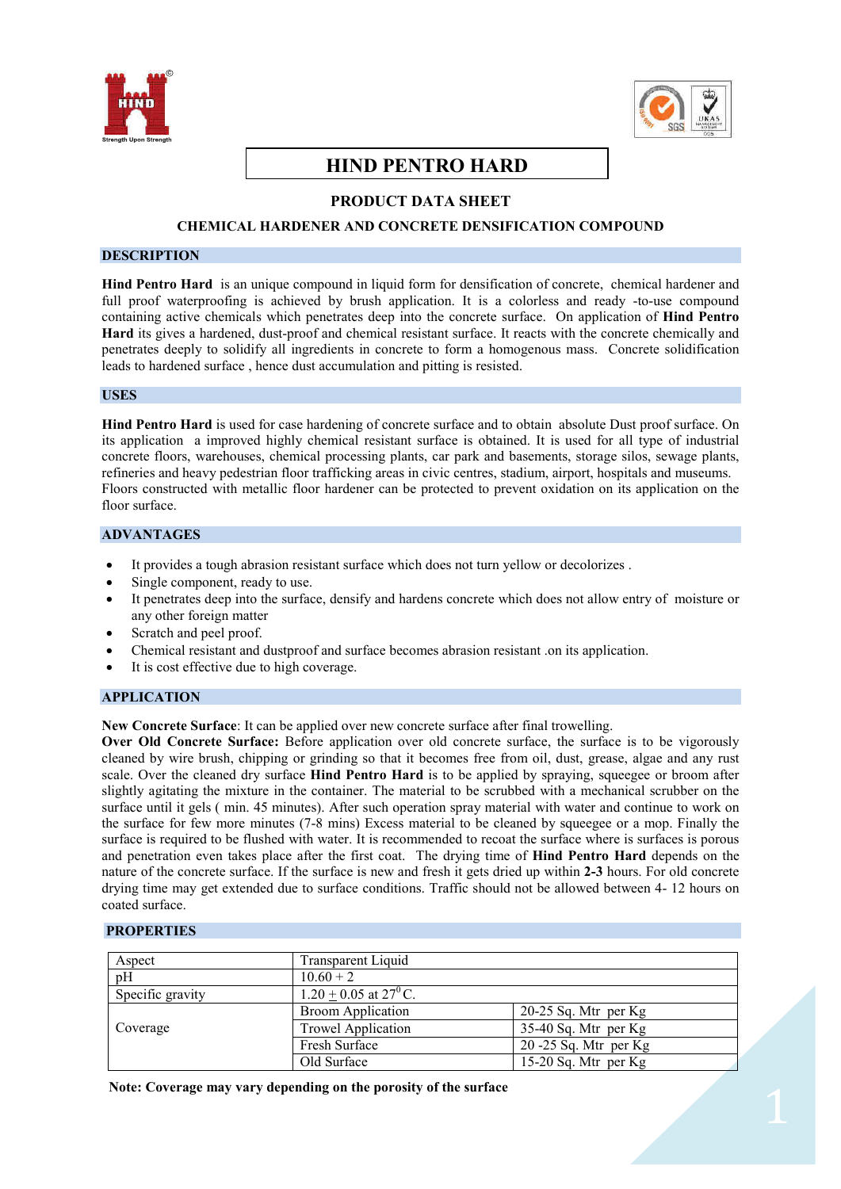# HIND PENTRO HARD

## PRODUCT DATA SHEET

### CHEMICAL HARDENER AND CONCRETE DENSIFICATION COMPOUND

## DESCRIPTION

**Hind Pentro Hard** is an unique compound in liquid form for densification of concrete, chemical hardener and full proof waterproofing is achieved by brush application. It is a colorless and ready -to-use compound containing active chemicals which penetrates deep into the concrete surface. On application of **Hind Pentro Hard** its gives a hardened, dust-proof and chemical resistant surface. It reacts with the concrete chemically and penetrates deeply to solidify all ingredients in concrete to form a homogenous mass. Concrete solidification leads to hardened surface , hence dust accumulation and pitting is resisted.

## USES

**Hind Pentro Hard** is used for case hardening of concrete surface and to obtain absolute Dust proof surface. On its application a improved highly chemical resistant surface is obtained. It is used for all type of industrial concrete floors, warehouses, chemical processing plants, car park and basements, storage silos, sewage plants, refineries and heavy pedestrian floor trafficking areas in civic centres, stadium, airport, hospitals and museums. Floors constructed with metallic floor hardener can be protected to prevent oxidation on its application on the floor surface.

## ADVANTAGES

- It provides a tough abrasion resistant surface which does not turn yellow or decolorizes .
- Single component, ready to use.
- It penetrates deep into the surface, densify and hardens concrete which does not allow entry of moisture or any other foreign matter
- Scratch and peel proof.
- Chemical resistant and dustproof and surface becomes abrasion resistant .on its application.
- It is cost effective due to high coverage.

## APPLICATION

**New Concrete Surface**: It can be applied over new concrete surface after final trowelling.
**Over Old Concrete Surface:** Before application over old concrete surface, the surface is to be vigorously cleaned by wire brush, chipping or grinding so that it becomes free from oil, dust, grease, algae and any rust scale. Over the cleaned dry surface **Hind Pentro Hard** is to be applied by spraying, squeegee or broom after slightly agitating the mixture in the container. The material to be scrubbed with a mechanical scrubber on the surface until it gels ( min. 45 minutes). After such operation spray material with water and continue to work on the surface for few more minutes (7-8 mins) Excess material to be cleaned by squeegee or a mop. Finally the surface is required to be flushed with water. It is recommended to recoat the surface where is surfaces is porous and penetration even takes place after the first coat. The drying time of **Hind Pentro Hard** depends on the nature of the concrete surface. If the surface is new and fresh it gets dried up within **2-3** hours. For old concrete drying time may get extended due to surface conditions. Traffic should not be allowed between 4- 12 hours on coated surface.

## PROPERTIES

| Aspect | Transparent Liquid | |
|---|---|---|
| pH | 10.60 + 2 | |
| Specific gravity | 1.20 $\pm$ 0.05 at 27$^0$C. | |
| Coverage | Broom Application | 20-25 Sq. Mtr per Kg |
| | Trowel Application | 35-40 Sq. Mtr per Kg |
| | Fresh Surface | 20 -25 Sq. Mtr per Kg |
| | Old Surface | 15-20 Sq. Mtr per Kg |

**Note: Coverage may vary depending on the porosity of the surface**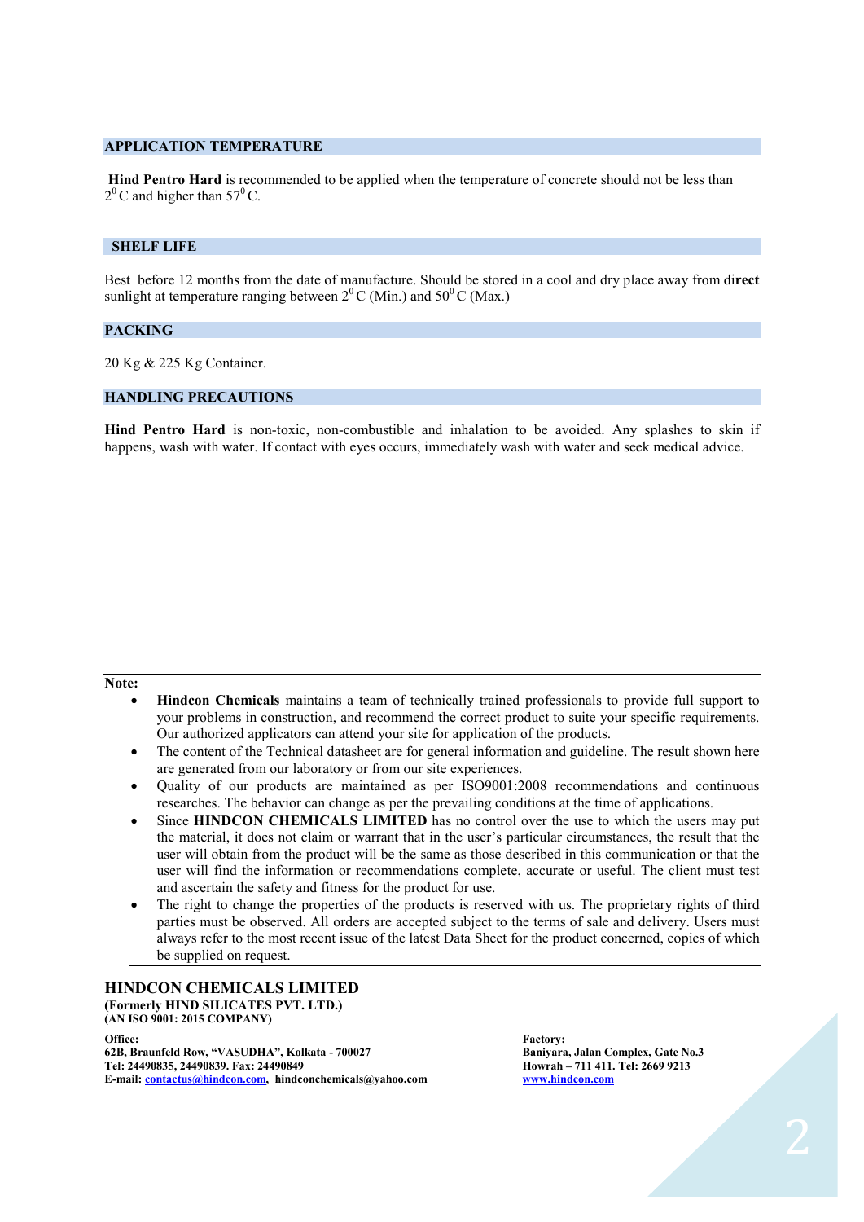## APPLICATION TEMPERATURE

**Hind Pentro Hard** is recommended to be applied when the temperature of concrete should not be less than $2^0$ C and higher than $57^0$ C.

## SHELF LIFE

Best before 12 months from the date of manufacture. Should be stored in a cool and dry place away from di**rect** sunlight at temperature ranging between $2^0$ C (Min.) and $50^0$ C (Max.)

## PACKING

20 Kg & 225 Kg Container.

## HANDLING PRECAUTIONS

**Hind Pentro Hard** is non-toxic, non-combustible and inhalation to be avoided. Any splashes to skin if happens, wash with water. If contact with eyes occurs, immediately wash with water and seek medical advice.

---

**Note:**

- **Hindcon Chemicals** maintains a team of technically trained professionals to provide full support to your problems in construction, and recommend the correct product to suite your specific requirements. Our authorized applicators can attend your site for application of the products.
- The content of the Technical datasheet are for general information and guideline. The result shown here are generated from our laboratory or from our site experiences.
- Quality of our products are maintained as per ISO9001:2008 recommendations and continuous researches. The behavior can change as per the prevailing conditions at the time of applications.
- Since **HINDCON CHEMICALS LIMITED** has no control over the use to which the users may put the material, it does not claim or warrant that in the user's particular circumstances, the result that the user will obtain from the product will be the same as those described in this communication or that the user will find the information or recommendations complete, accurate or useful. The client must test and ascertain the safety and fitness for the product for use.
- The right to change the properties of the products is reserved with us. The proprietary rights of third parties must be observed. All orders are accepted subject to the terms of sale and delivery. Users must always refer to the most recent issue of the latest Data Sheet for the product concerned, copies of which be supplied on request.

---

**HINDCON CHEMICALS LIMITED**
**(Formerly HIND SILICATES PVT. LTD.)**
**(AN ISO 9001: 2015 COMPANY)**

**Office:**
**62B, Braunfeld Row, "VASUDHA", Kolkata - 700027**
**Tel: 24490835, 24490839. Fax: 24490849**
**E-mail: contactus@hindcon.com, hindconchemicals@yahoo.com**

**Factory:**
**Baniyara, Jalan Complex, Gate No.3**
**Howrah – 711 411. Tel: 2669 9213**
**www.hindcon.com**